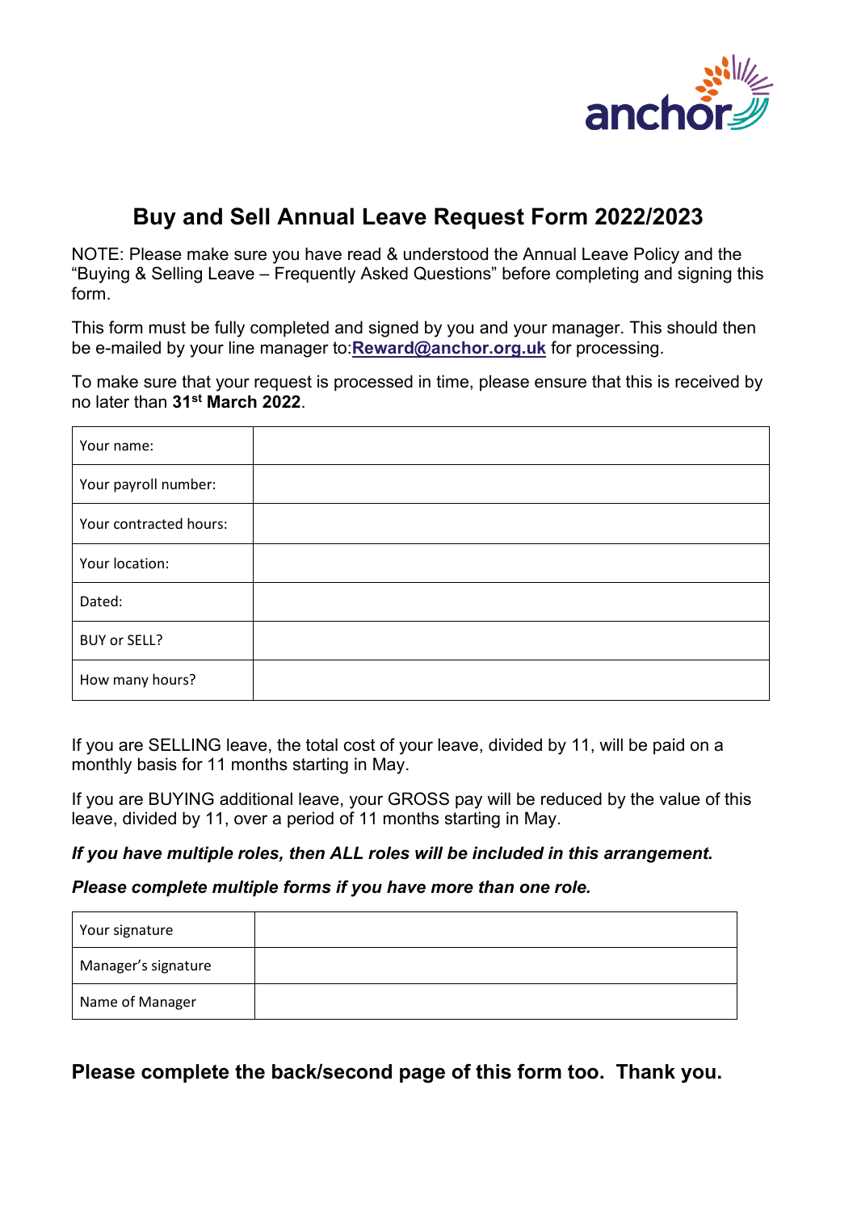# Buy and Sell Annual Leave Request Form 2022/2023

NOTE: Please make sure you have read & understood the Annual Leave Policy and the "Buying & Selling Leave – Frequently Asked Questions" before completing and signing this form.

This form must be fully completed and signed by you and your manager. This should then be e-mailed by your line manager to:**Reward@anchor.org.uk** for processing.

To make sure that your request is processed in time, please ensure that this is received by no later than **31st March 2022**.

| | |
|---|---|
| Your name: | |
| Your payroll number: | |
| Your contracted hours: | |
| Your location: | |
| Dated: | |
| BUY or SELL? | |
| How many hours? | |

If you are SELLING leave, the total cost of your leave, divided by 11, will be paid on a monthly basis for 11 months starting in May.

If you are BUYING additional leave, your GROSS pay will be reduced by the value of this leave, divided by 11, over a period of 11 months starting in May.

***If you have multiple roles, then ALL roles will be included in this arrangement.***

***Please complete multiple forms if you have more than one role.***

| | |
|---|---|
| Your signature | |
| Manager's signature | |
| Name of Manager | |

## Please complete the back/second page of this form too. Thank you.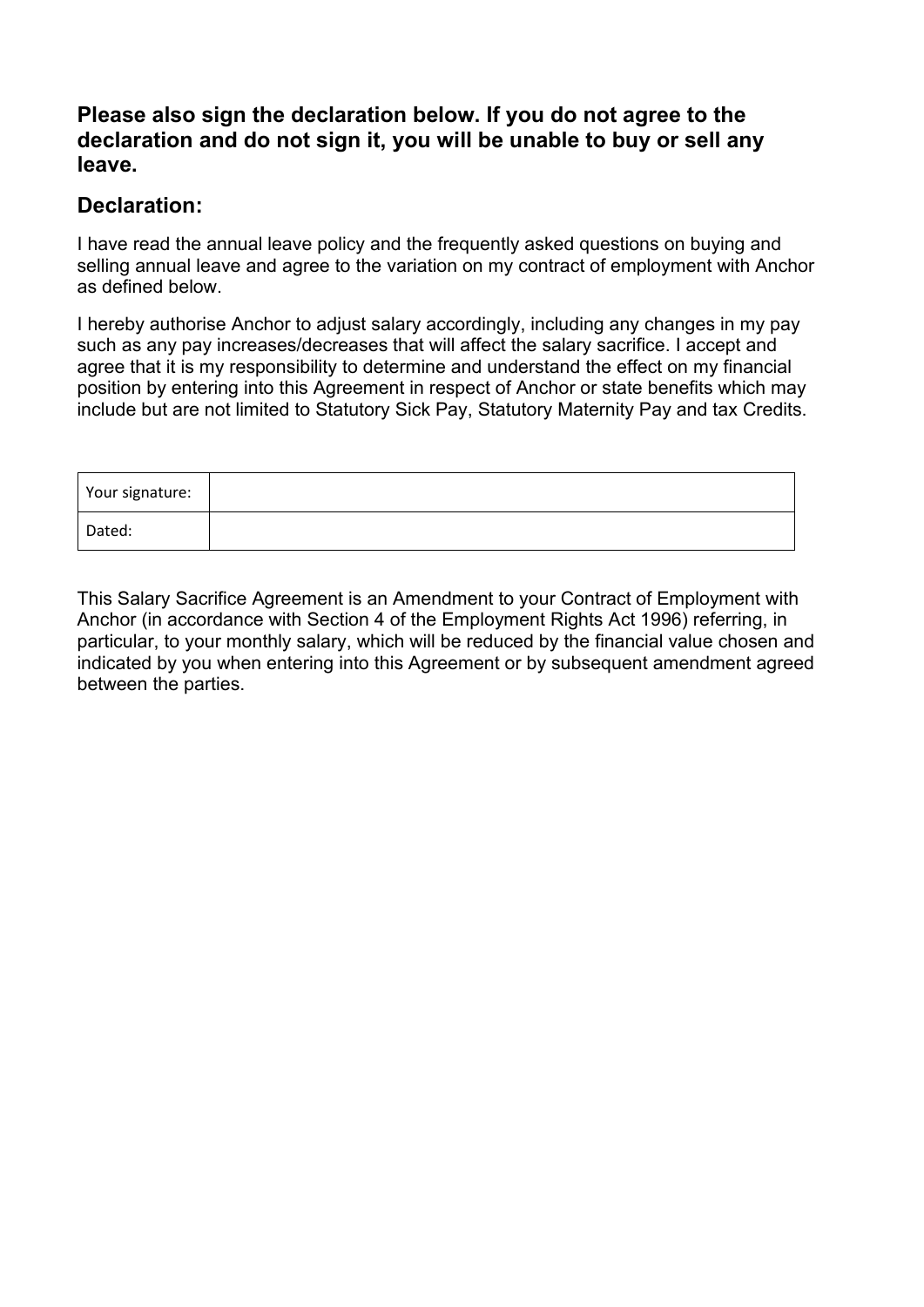### Please also sign the declaration below. If you do not agree to the declaration and do not sign it, you will be unable to buy or sell any leave.

### Declaration:

I have read the annual leave policy and the frequently asked questions on buying and selling annual leave and agree to the variation on my contract of employment with Anchor as defined below.

I hereby authorise Anchor to adjust salary accordingly, including any changes in my pay such as any pay increases/decreases that will affect the salary sacrifice. I accept and agree that it is my responsibility to determine and understand the effect on my financial position by entering into this Agreement in respect of Anchor or state benefits which may include but are not limited to Statutory Sick Pay, Statutory Maternity Pay and tax Credits.

| | |
|---|---|
| Your signature: | |
| Dated: | |

This Salary Sacrifice Agreement is an Amendment to your Contract of Employment with Anchor (in accordance with Section 4 of the Employment Rights Act 1996) referring, in particular, to your monthly salary, which will be reduced by the financial value chosen and indicated by you when entering into this Agreement or by subsequent amendment agreed between the parties.